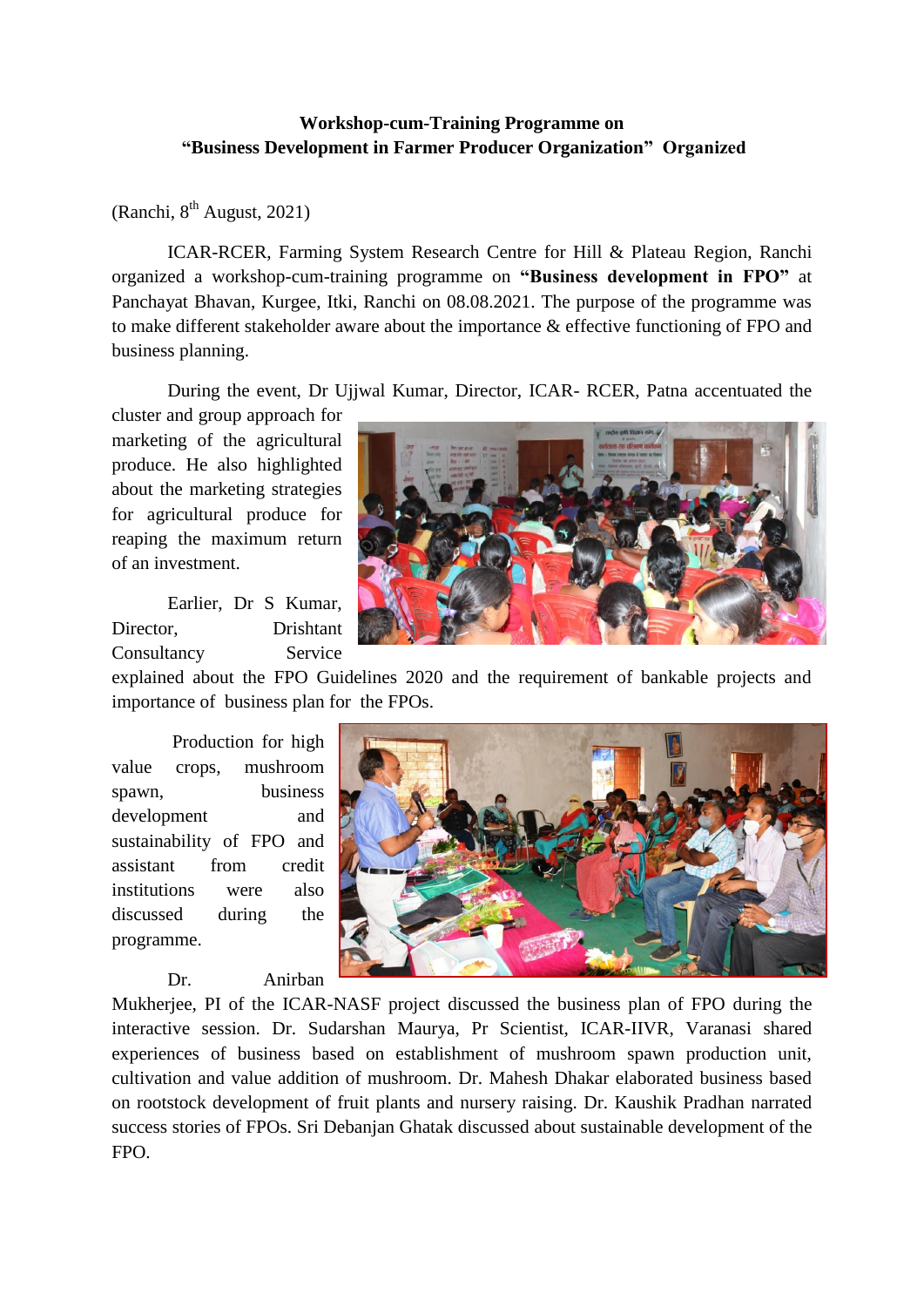**Workshop-cum-Training Programme on**
**"Business Development in Farmer Producer Organization" Organized**

(Ranchi, 8th August, 2021)

ICAR-RCER, Farming System Research Centre for Hill & Plateau Region, Ranchi organized a workshop-cum-training programme on **"Business development in FPO"** at Panchayat Bhavan, Kurgee, Itki, Ranchi on 08.08.2021. The purpose of the programme was to make different stakeholder aware about the importance & effective functioning of FPO and business planning.

During the event, Dr Ujjwal Kumar, Director, ICAR- RCER, Patna accentuated the cluster and group approach for marketing of the agricultural produce. He also highlighted about the marketing strategies for agricultural produce for reaping the maximum return of an investment.

Earlier, Dr S Kumar, Director, Drishtant Consultancy Service explained about the FPO Guidelines 2020 and the requirement of bankable projects and importance of business plan for the FPOs.

Production for high value crops, mushroom spawn, business development and sustainability of FPO and assistant from credit institutions were also discussed during the programme.

Dr. Anirban Mukherjee, PI of the ICAR-NASF project discussed the business plan of FPO during the interactive session. Dr. Sudarshan Maurya, Pr Scientist, ICAR-IIVR, Varanasi shared experiences of business based on establishment of mushroom spawn production unit, cultivation and value addition of mushroom. Dr. Mahesh Dhakar elaborated business based on rootstock development of fruit plants and nursery raising. Dr. Kaushik Pradhan narrated success stories of FPOs. Sri Debanjan Ghatak discussed about sustainable development of the FPO.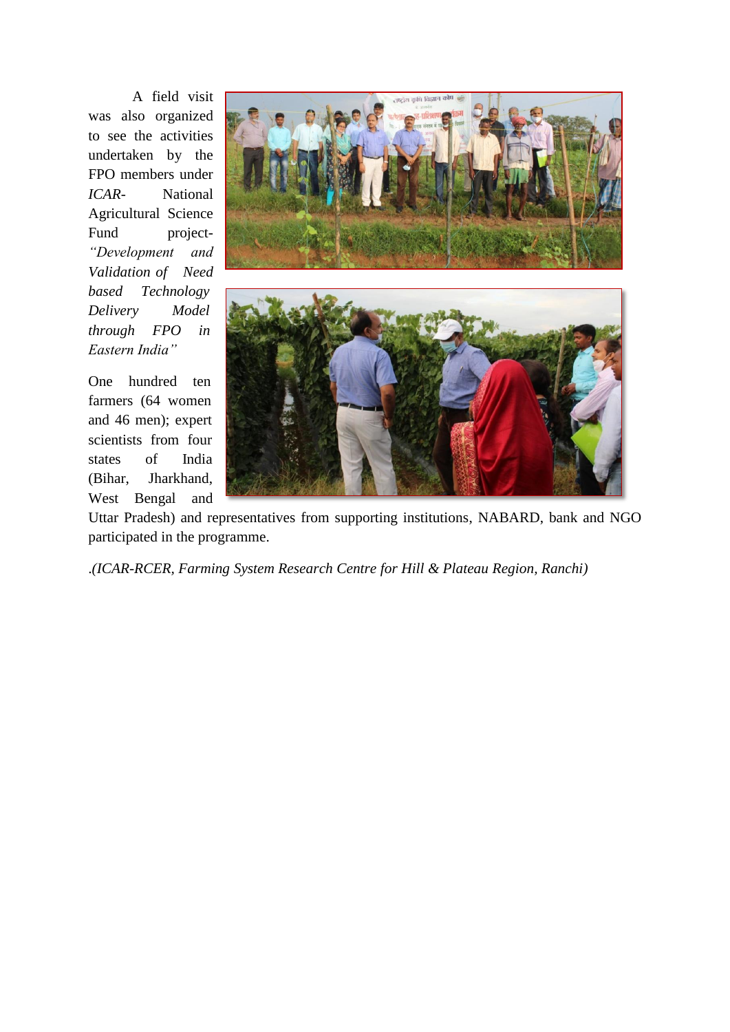A field visit was also organized to see the activities undertaken by the FPO members under *ICAR-* National Agricultural Science Fund project- *"Development and Validation of Need based Technology Delivery Model through FPO in Eastern India"*

One hundred ten farmers (64 women and 46 men); expert scientists from four states of India (Bihar, Jharkhand, West Bengal and Uttar Pradesh) and representatives from supporting institutions, NABARD, bank and NGO participated in the programme.

*.(ICAR-RCER, Farming System Research Centre for Hill & Plateau Region, Ranchi)*